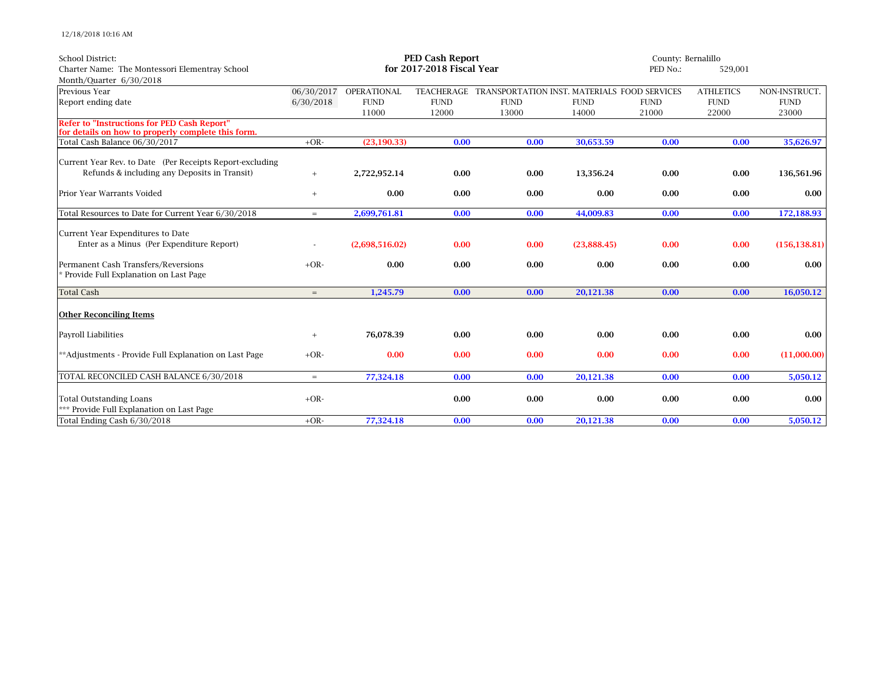12/18/2018 10:16 AM

School District:
Charter Name: The Montessori Elementray School
Month/Quarter 6/30/2018

## PED Cash Report
## for 2017-2018 Fiscal Year

County: Bernalillo
PED No.: 529,001

| Previous Year / Report ending date | 06/30/2017 / 6/30/2018 | OPERATIONAL FUND 11000 | TEACHERAGE FUND 12000 | TRANSPORTATION FUND 13000 | INST. MATERIALS FUND 14000 | FOOD SERVICES FUND 21000 | ATHLETICS FUND 22000 | NON-INSTRUCT. FUND 23000 |
|---|---|---|---|---|---|---|---|---|
| **Refer to "Instructions for PED Cash Report" for details on how to properly complete this form.** | | | | | | | | |
| Total Cash Balance 06/30/2017 | +OR- | (23,190.33) | 0.00 | 0.00 | 30,653.59 | 0.00 | 0.00 | 35,626.97 |
| Current Year Rev. to Date (Per Receipts Report-excluding Refunds & including any Deposits in Transit) | + | 2,722,952.14 | 0.00 | 0.00 | 13,356.24 | 0.00 | 0.00 | 136,561.96 |
| Prior Year Warrants Voided | + | 0.00 | 0.00 | 0.00 | 0.00 | 0.00 | 0.00 | 0.00 |
| Total Resources to Date for Current Year 6/30/2018 | = | 2,699,761.81 | 0.00 | 0.00 | 44,009.83 | 0.00 | 0.00 | 172,188.93 |
| Current Year Expenditures to Date Enter as a Minus (Per Expenditure Report) | - | (2,698,516.02) | 0.00 | 0.00 | (23,888.45) | 0.00 | 0.00 | (156,138.81) |
| Permanent Cash Transfers/Reversions * Provide Full Explanation on Last Page | +OR- | 0.00 | 0.00 | 0.00 | 0.00 | 0.00 | 0.00 | 0.00 |
| Total Cash | = | 1,245.79 | 0.00 | 0.00 | 20,121.38 | 0.00 | 0.00 | 16,050.12 |
| **Other Reconciling Items** | | | | | | | | |
| Payroll Liabilities | + | 76,078.39 | 0.00 | 0.00 | 0.00 | 0.00 | 0.00 | 0.00 |
| **Adjustments - Provide Full Explanation on Last Page | +OR- | 0.00 | 0.00 | 0.00 | 0.00 | 0.00 | 0.00 | (11,000.00) |
| TOTAL RECONCILED CASH BALANCE 6/30/2018 | = | 77,324.18 | 0.00 | 0.00 | 20,121.38 | 0.00 | 0.00 | 5,050.12 |
| Total Outstanding Loans *** Provide Full Explanation on Last Page | +OR- | | 0.00 | 0.00 | 0.00 | 0.00 | 0.00 | 0.00 |
| Total Ending Cash 6/30/2018 | +OR- | 77,324.18 | 0.00 | 0.00 | 20,121.38 | 0.00 | 0.00 | 5,050.12 |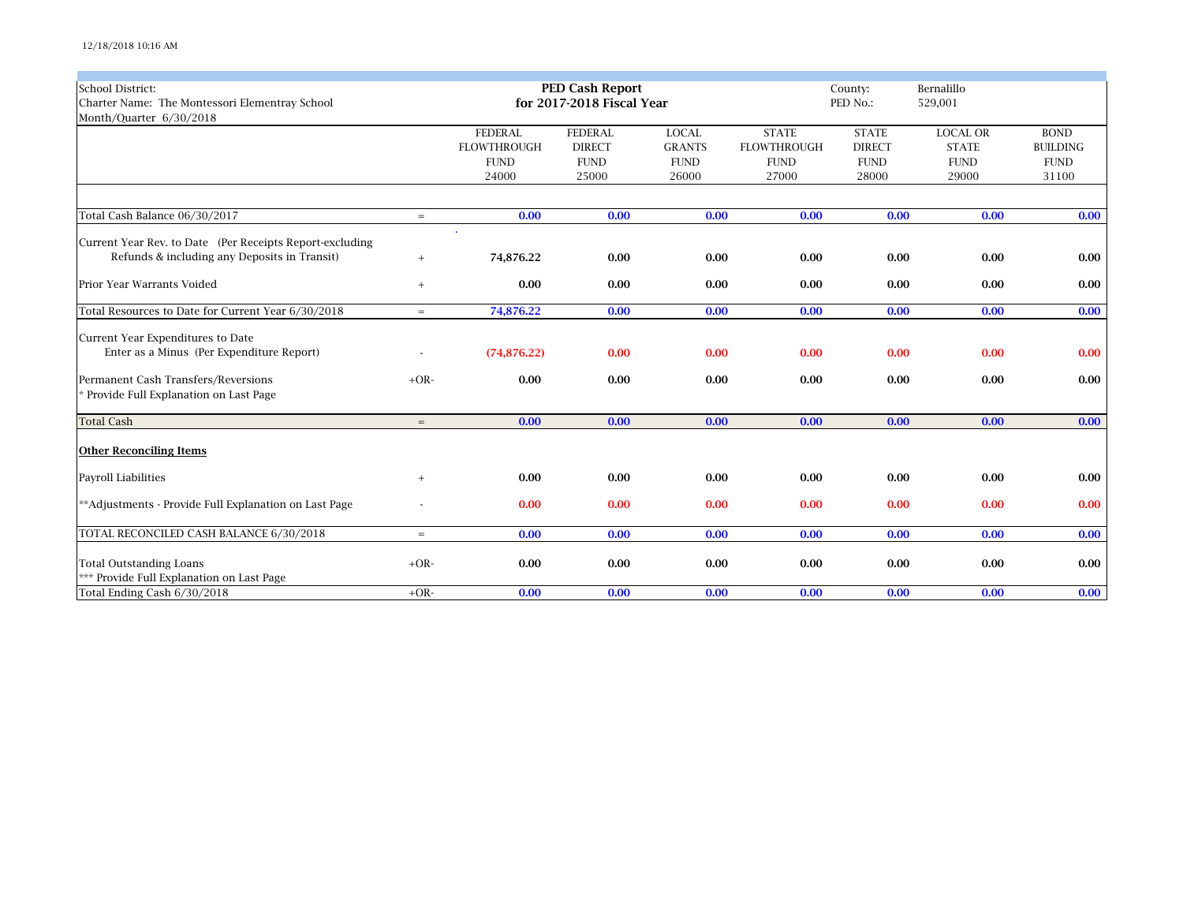School District:
Charter Name: The Montessori Elementray School
Month/Quarter 6/30/2018

**PED Cash Report**
**for 2017-2018 Fiscal Year**

County: Bernalillo
PED No.: 529,001

| | | FEDERAL FLOWTHROUGH FUND 24000 | FEDERAL DIRECT FUND 25000 | LOCAL GRANTS FUND 26000 | STATE FLOWTHROUGH FUND 27000 | STATE DIRECT FUND 28000 | LOCAL OR STATE FUND 29000 | BOND BUILDING FUND 31100 |
|---|---|---|---|---|---|---|---|---|
| Total Cash Balance 06/30/2017 | = | 0.00 | 0.00 | 0.00 | 0.00 | 0.00 | 0.00 | 0.00 |
| Current Year Rev. to Date (Per Receipts Report-excluding Refunds & including any Deposits in Transit) | + | 74,876.22 | 0.00 | 0.00 | 0.00 | 0.00 | 0.00 | 0.00 |
| Prior Year Warrants Voided | + | 0.00 | 0.00 | 0.00 | 0.00 | 0.00 | 0.00 | 0.00 |
| Total Resources to Date for Current Year 6/30/2018 | = | 74,876.22 | 0.00 | 0.00 | 0.00 | 0.00 | 0.00 | 0.00 |
| Current Year Expenditures to Date Enter as a Minus (Per Expenditure Report) | - | (74,876.22) | 0.00 | 0.00 | 0.00 | 0.00 | 0.00 | 0.00 |
| Permanent Cash Transfers/Reversions * Provide Full Explanation on Last Page | +OR- | 0.00 | 0.00 | 0.00 | 0.00 | 0.00 | 0.00 | 0.00 |
| Total Cash | = | 0.00 | 0.00 | 0.00 | 0.00 | 0.00 | 0.00 | 0.00 |
| **Other Reconciling Items** | | | | | | | | |
| Payroll Liabilities | + | 0.00 | 0.00 | 0.00 | 0.00 | 0.00 | 0.00 | 0.00 |
| **Adjustments - Provide Full Explanation on Last Page | - | 0.00 | 0.00 | 0.00 | 0.00 | 0.00 | 0.00 | 0.00 |
| TOTAL RECONCILED CASH BALANCE 6/30/2018 | = | 0.00 | 0.00 | 0.00 | 0.00 | 0.00 | 0.00 | 0.00 |
| Total Outstanding Loans *** Provide Full Explanation on Last Page | +OR- | 0.00 | 0.00 | 0.00 | 0.00 | 0.00 | 0.00 | 0.00 |
| Total Ending Cash 6/30/2018 | +OR- | 0.00 | 0.00 | 0.00 | 0.00 | 0.00 | 0.00 | 0.00 |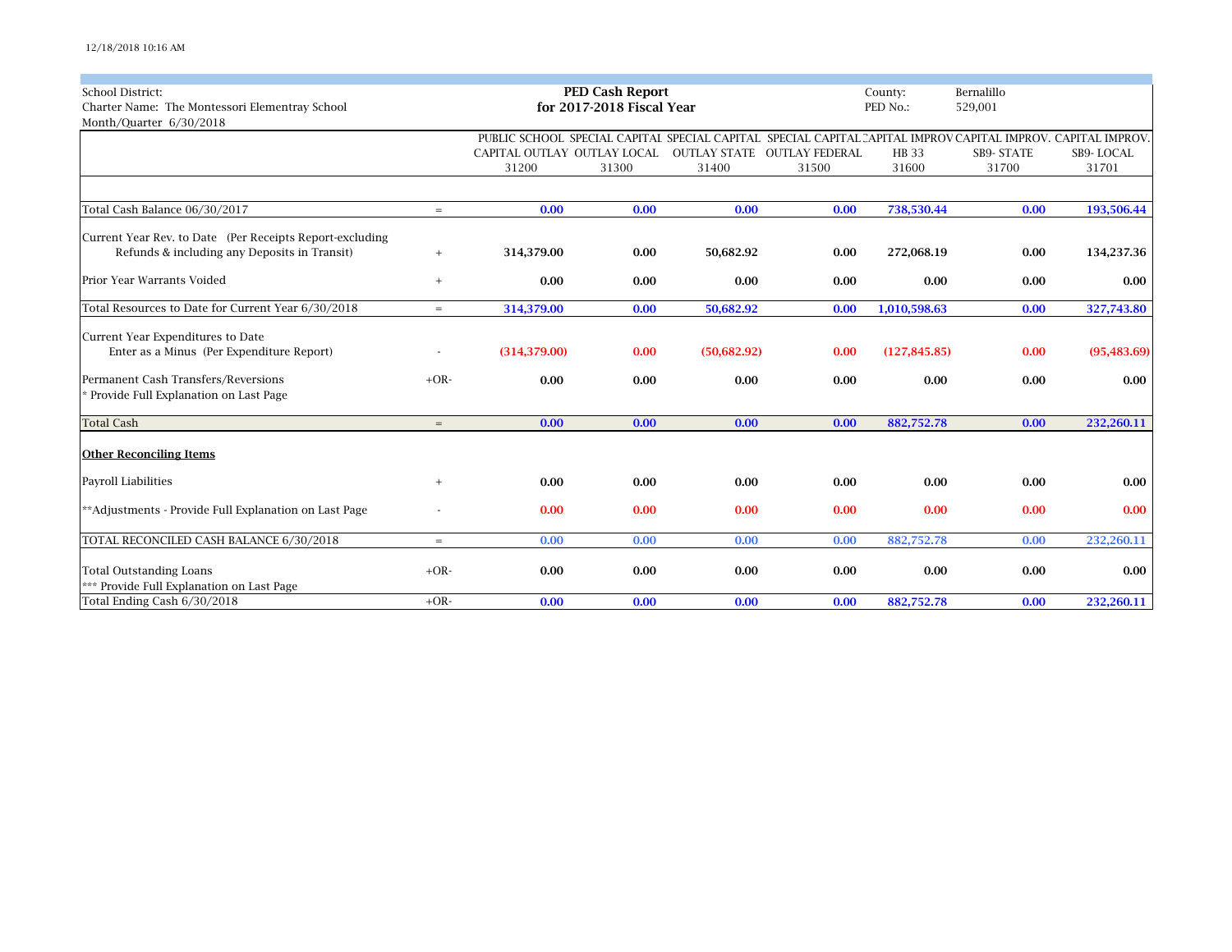12/18/2018 10:16 AM

School District:
Charter Name: The Montessori Elementray School
Month/Quarter 6/30/2018

**PED Cash Report**
**for 2017-2018 Fiscal Year**

County: Bernalillo
PED No.: 529,001

| | | PUBLIC SCHOOL CAPITAL OUTLAY 31200 | SPECIAL CAPITAL OUTLAY LOCAL 31300 | SPECIAL CAPITAL OUTLAY STATE 31400 | SPECIAL CAPITAL OUTLAY FEDERAL 31500 | CAPITAL IMPROV HB 33 31600 | CAPITAL IMPROV. SB9- STATE 31700 | CAPITAL IMPROV. SB9- LOCAL 31701 |
|---|---|---|---|---|---|---|---|---|
| Total Cash Balance 06/30/2017 | = | 0.00 | 0.00 | 0.00 | 0.00 | 738,530.44 | 0.00 | 193,506.44 |
| Current Year Rev. to Date (Per Receipts Report-excluding Refunds & including any Deposits in Transit) | + | 314,379.00 | 0.00 | 50,682.92 | 0.00 | 272,068.19 | 0.00 | 134,237.36 |
| Prior Year Warrants Voided | + | 0.00 | 0.00 | 0.00 | 0.00 | 0.00 | 0.00 | 0.00 |
| Total Resources to Date for Current Year 6/30/2018 | = | 314,379.00 | 0.00 | 50,682.92 | 0.00 | 1,010,598.63 | 0.00 | 327,743.80 |
| Current Year Expenditures to Date Enter as a Minus (Per Expenditure Report) | - | (314,379.00) | 0.00 | (50,682.92) | 0.00 | (127,845.85) | 0.00 | (95,483.69) |
| Permanent Cash Transfers/Reversions * Provide Full Explanation on Last Page | +OR- | 0.00 | 0.00 | 0.00 | 0.00 | 0.00 | 0.00 | 0.00 |
| Total Cash | = | 0.00 | 0.00 | 0.00 | 0.00 | 882,752.78 | 0.00 | 232,260.11 |
| **Other Reconciling Items** | | | | | | | | |
| Payroll Liabilities | + | 0.00 | 0.00 | 0.00 | 0.00 | 0.00 | 0.00 | 0.00 |
| **Adjustments - Provide Full Explanation on Last Page | - | 0.00 | 0.00 | 0.00 | 0.00 | 0.00 | 0.00 | 0.00 |
| TOTAL RECONCILED CASH BALANCE 6/30/2018 | = | 0.00 | 0.00 | 0.00 | 0.00 | 882,752.78 | 0.00 | 232,260.11 |
| Total Outstanding Loans *** Provide Full Explanation on Last Page | +OR- | 0.00 | 0.00 | 0.00 | 0.00 | 0.00 | 0.00 | 0.00 |
| Total Ending Cash 6/30/2018 | +OR- | 0.00 | 0.00 | 0.00 | 0.00 | 882,752.78 | 0.00 | 232,260.11 |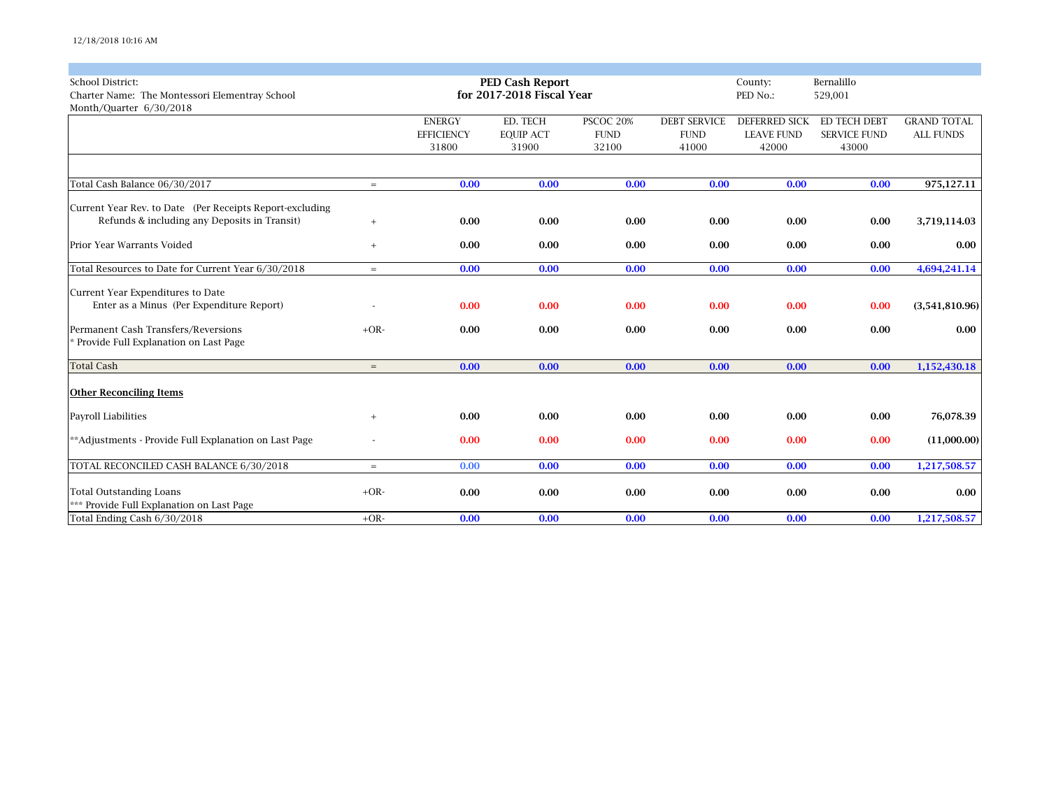School District:
Charter Name: The Montessori Elementray School
Month/Quarter 6/30/2018

**PED Cash Report**
**for 2017-2018 Fiscal Year**

County: Bernalillo
PED No.: 529,001

| | | ENERGY EFFICIENCY 31800 | ED. TECH EQUIP ACT 31900 | PSCOC 20% FUND 32100 | DEBT SERVICE FUND 41000 | DEFERRED SICK LEAVE FUND 42000 | ED TECH DEBT SERVICE FUND 43000 | GRAND TOTAL ALL FUNDS |
|---|---|---|---|---|---|---|---|---|
| Total Cash Balance 06/30/2017 | = | 0.00 | 0.00 | 0.00 | 0.00 | 0.00 | 0.00 | 975,127.11 |
| Current Year Rev. to Date (Per Receipts Report-excluding Refunds & including any Deposits in Transit) | + | 0.00 | 0.00 | 0.00 | 0.00 | 0.00 | 0.00 | 3,719,114.03 |
| Prior Year Warrants Voided | + | 0.00 | 0.00 | 0.00 | 0.00 | 0.00 | 0.00 | 0.00 |
| Total Resources to Date for Current Year 6/30/2018 | = | 0.00 | 0.00 | 0.00 | 0.00 | 0.00 | 0.00 | 4,694,241.14 |
| Current Year Expenditures to Date Enter as a Minus (Per Expenditure Report) | - | 0.00 | 0.00 | 0.00 | 0.00 | 0.00 | 0.00 | (3,541,810.96) |
| Permanent Cash Transfers/Reversions * Provide Full Explanation on Last Page | +OR- | 0.00 | 0.00 | 0.00 | 0.00 | 0.00 | 0.00 | 0.00 |
| Total Cash | = | 0.00 | 0.00 | 0.00 | 0.00 | 0.00 | 0.00 | 1,152,430.18 |
| **Other Reconciling Items** | | | | | | | | |
| Payroll Liabilities | + | 0.00 | 0.00 | 0.00 | 0.00 | 0.00 | 0.00 | 76,078.39 |
| **Adjustments - Provide Full Explanation on Last Page | - | 0.00 | 0.00 | 0.00 | 0.00 | 0.00 | 0.00 | (11,000.00) |
| TOTAL RECONCILED CASH BALANCE 6/30/2018 | = | 0.00 | 0.00 | 0.00 | 0.00 | 0.00 | 0.00 | 1,217,508.57 |
| Total Outstanding Loans *** Provide Full Explanation on Last Page | +OR- | 0.00 | 0.00 | 0.00 | 0.00 | 0.00 | 0.00 | 0.00 |
| Total Ending Cash 6/30/2018 | +OR- | 0.00 | 0.00 | 0.00 | 0.00 | 0.00 | 0.00 | 1,217,508.57 |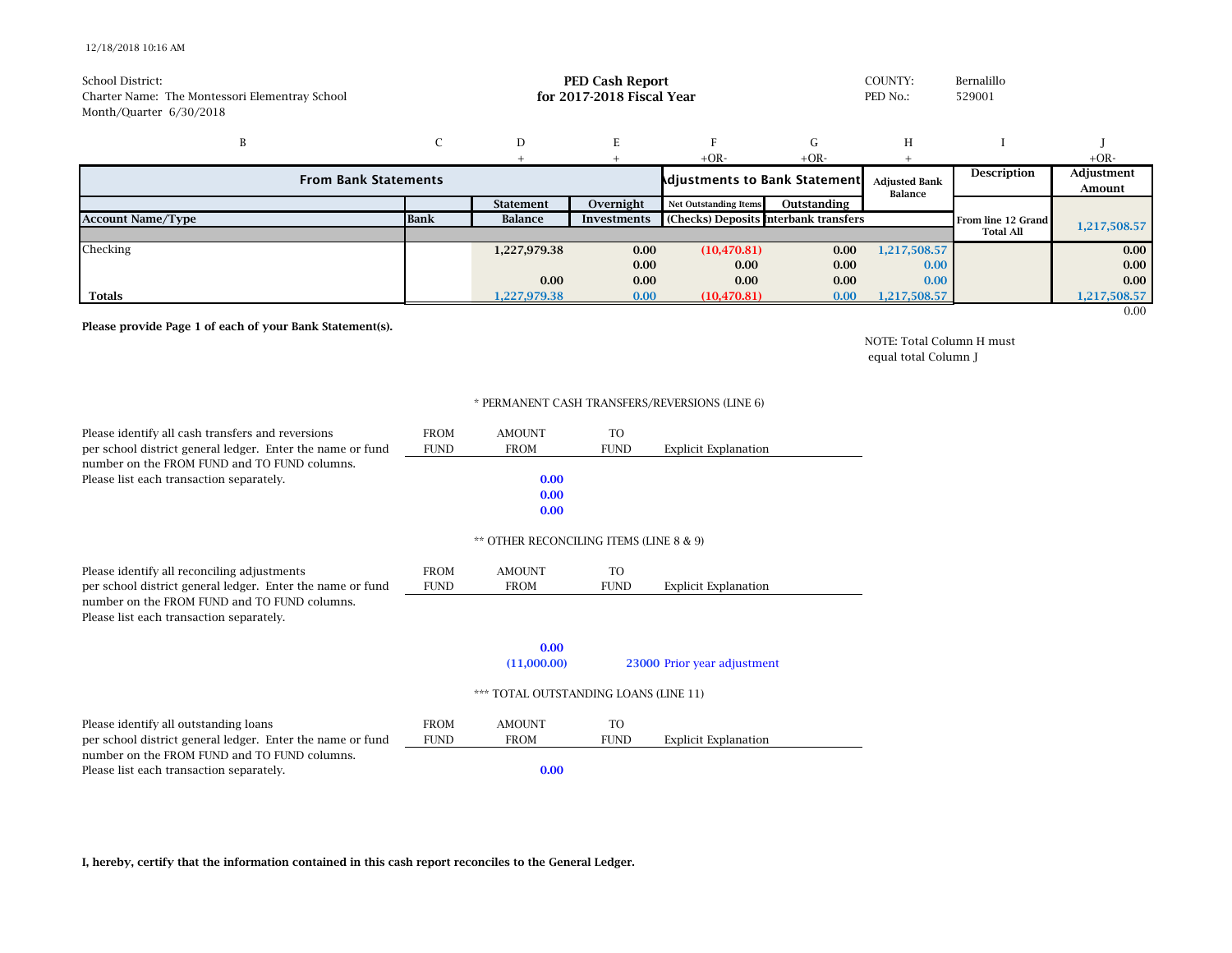12/18/2018 10:16 AM

School District:
Charter Name: The Montessori Elementray School
Month/Quarter 6/30/2018

**PED Cash Report**
**for 2017-2018 Fiscal Year**

COUNTY: Bernalillo
PED No.: 529001

| B | C | D | E | F | G | H | I | J |
|---|---|---|---|---|---|---|---|---|
| | | + | + | +OR- | +OR- | + | | +OR- |
| **From Bank Statements** | | | | **Adjustments to Bank Statement** | | **Adjusted Bank Balance** | **Description** | **Adjustment Amount** |
| | | **Statement** | **Overnight** | **Net Outstanding Items** | **Outstanding** | | | |
| **Account Name/Type** | **Bank** | **Balance** | **Investments** | **(Checks) Deposits** | **Interbank transfers** | | **From line 12 Grand Total All** | 1,217,508.57 |
| Checking | | 1,227,979.38 | 0.00 | (10,470.81) | 0.00 | 1,217,508.57 | | 0.00 |
| | | | 0.00 | 0.00 | 0.00 | 0.00 | | 0.00 |
| | | 0.00 | 0.00 | 0.00 | 0.00 | 0.00 | | 0.00 |
| **Totals** | | 1,227,979.38 | 0.00 | (10,470.81) | 0.00 | 1,217,508.57 | | 1,217,508.57 |
| | | | | | | | | 0.00 |

**Please provide Page 1 of each of your Bank Statement(s).**

NOTE: Total Column H must equal total Column J

\* PERMANENT CASH TRANSFERS/REVERSIONS (LINE 6)

Please identify all cash transfers and reversions per school district general ledger. Enter the name or fund number on the FROM FUND and TO FUND columns. Please list each transaction separately.

| FROM FUND | AMOUNT FROM | TO FUND | Explicit Explanation |
|---|---|---|---|
| | 0.00 | | |
| | 0.00 | | |
| | 0.00 | | |

\*\* OTHER RECONCILING ITEMS (LINE 8 & 9)

Please identify all reconciling adjustments per school district general ledger. Enter the name or fund number on the FROM FUND and TO FUND columns. Please list each transaction separately.

| FROM FUND | AMOUNT FROM | TO FUND | Explicit Explanation |
|---|---|---|---|
| | 0.00 | | |
| | (11,000.00) | 23000 | Prior year adjustment |

\*\*\* TOTAL OUTSTANDING LOANS (LINE 11)

Please identify all outstanding loans per school district general ledger. Enter the name or fund number on the FROM FUND and TO FUND columns. Please list each transaction separately.

| FROM FUND | AMOUNT FROM | TO FUND | Explicit Explanation |
|---|---|---|---|
| | 0.00 | | |

**I, hereby, certify that the information contained in this cash report reconciles to the General Ledger.**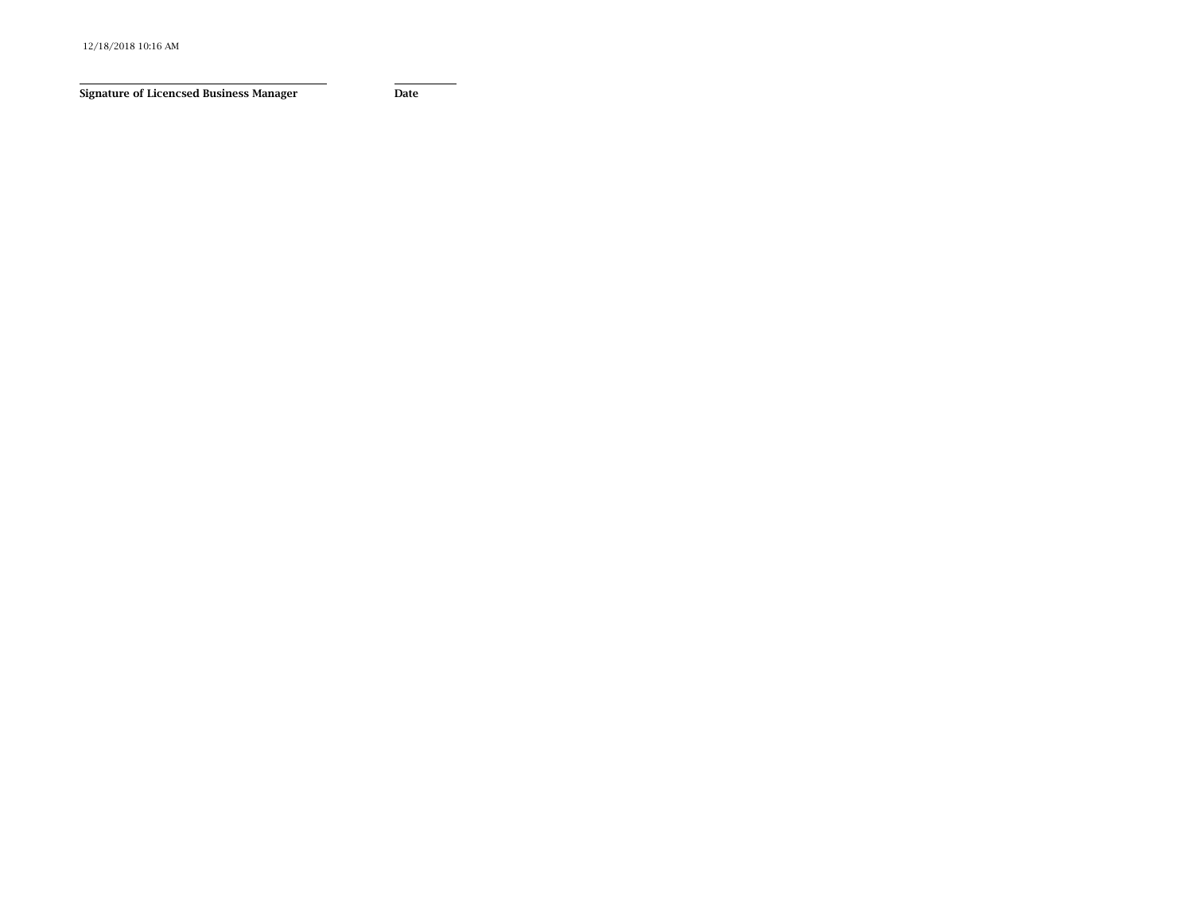12/18/2018 10:16 AM

**Signature of Licencsed Business Manager** ____________________ **Date** ____________